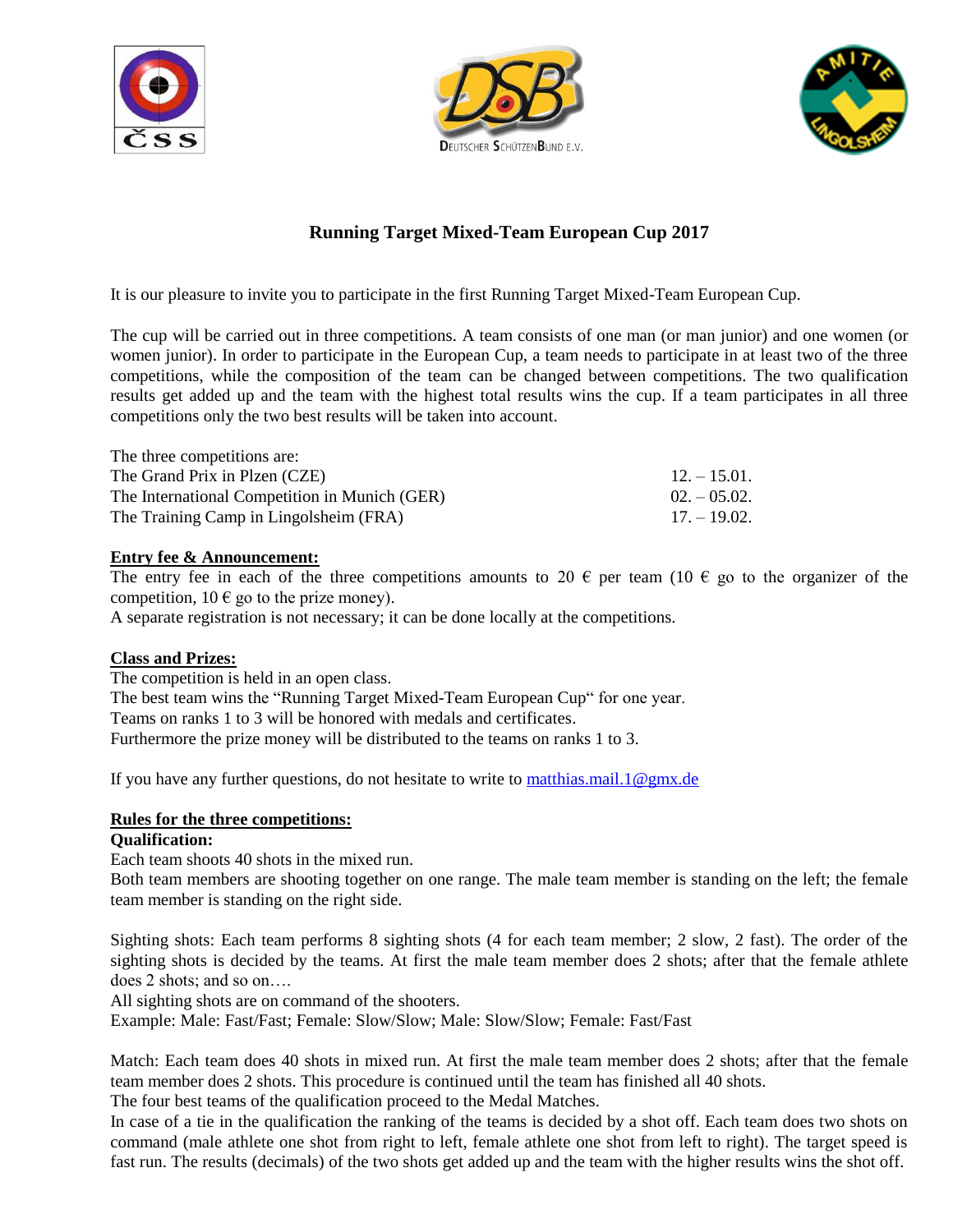# Running Target Mixed-Team European Cup 2017

It is our pleasure to invite you to participate in the first Running Target Mixed-Team European Cup.

The cup will be carried out in three competitions. A team consists of one man (or man junior) and one women (or women junior). In order to participate in the European Cup, a team needs to participate in at least two of the three competitions, while the composition of the team can be changed between competitions. The two qualification results get added up and the team with the highest total results wins the cup. If a team participates in all three competitions only the two best results will be taken into account.

The three competitions are:

| | |
|---|---|
| The Grand Prix in Plzen (CZE) | 12. – 15.01. |
| The International Competition in Munich (GER) | 02. – 05.02. |
| The Training Camp in Lingolsheim (FRA) | 17. – 19.02. |

**Entry fee & Announcement:**

The entry fee in each of the three competitions amounts to 20 € per team (10 € go to the organizer of the competition, 10 € go to the prize money).
A separate registration is not necessary; it can be done locally at the competitions.

**Class and Prizes:**

The competition is held in an open class.
The best team wins the "Running Target Mixed-Team European Cup" for one year.
Teams on ranks 1 to 3 will be honored with medals and certificates.
Furthermore the prize money will be distributed to the teams on ranks 1 to 3.

If you have any further questions, do not hesitate to write to matthias.mail.1@gmx.de

**Rules for the three competitions:**

**Qualification:**

Each team shoots 40 shots in the mixed run.
Both team members are shooting together on one range. The male team member is standing on the left; the female team member is standing on the right side.

Sighting shots: Each team performs 8 sighting shots (4 for each team member; 2 slow, 2 fast). The order of the sighting shots is decided by the teams. At first the male team member does 2 shots; after that the female athlete does 2 shots; and so on….
All sighting shots are on command of the shooters.
Example: Male: Fast/Fast; Female: Slow/Slow; Male: Slow/Slow; Female: Fast/Fast

Match: Each team does 40 shots in mixed run. At first the male team member does 2 shots; after that the female team member does 2 shots. This procedure is continued until the team has finished all 40 shots.
The four best teams of the qualification proceed to the Medal Matches.
In case of a tie in the qualification the ranking of the teams is decided by a shot off. Each team does two shots on command (male athlete one shot from right to left, female athlete one shot from left to right). The target speed is fast run. The results (decimals) of the two shots get added up and the team with the higher results wins the shot off.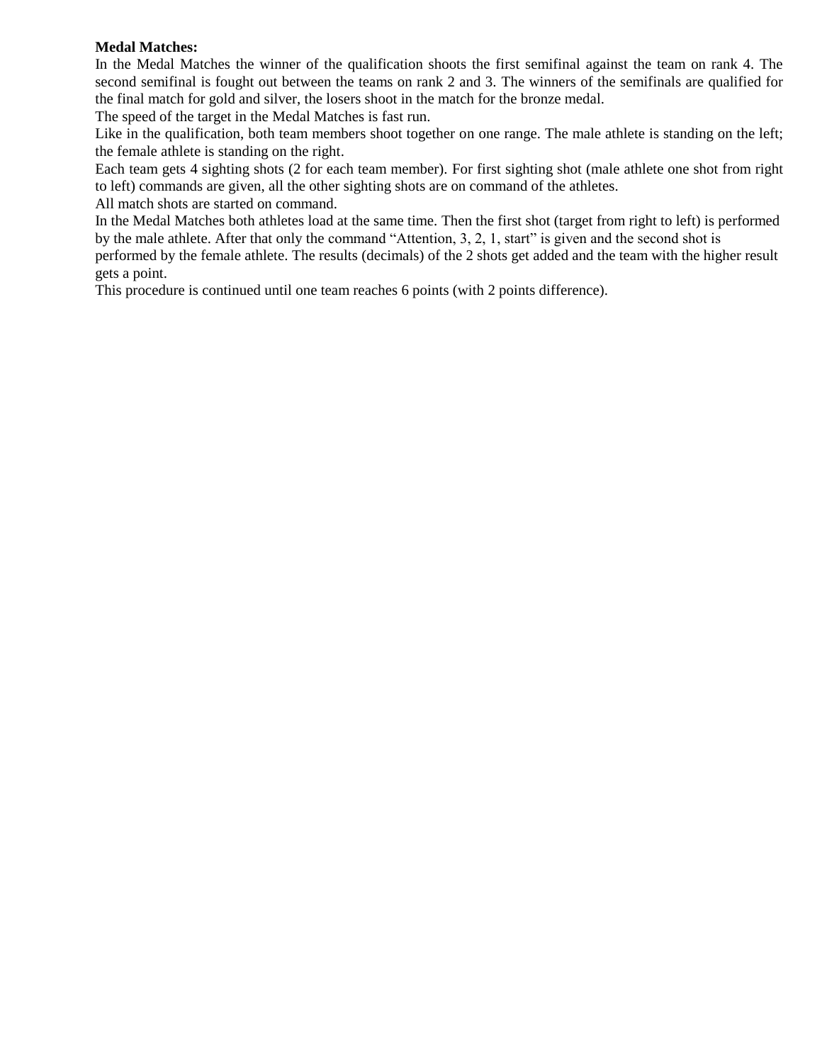**Medal Matches:**

In the Medal Matches the winner of the qualification shoots the first semifinal against the team on rank 4. The second semifinal is fought out between the teams on rank 2 and 3. The winners of the semifinals are qualified for the final match for gold and silver, the losers shoot in the match for the bronze medal.

The speed of the target in the Medal Matches is fast run.

Like in the qualification, both team members shoot together on one range. The male athlete is standing on the left; the female athlete is standing on the right.

Each team gets 4 sighting shots (2 for each team member). For first sighting shot (male athlete one shot from right to left) commands are given, all the other sighting shots are on command of the athletes.

All match shots are started on command.

In the Medal Matches both athletes load at the same time. Then the first shot (target from right to left) is performed by the male athlete. After that only the command “Attention, 3, 2, 1, start” is given and the second shot is performed by the female athlete. The results (decimals) of the 2 shots get added and the team with the higher result gets a point.

This procedure is continued until one team reaches 6 points (with 2 points difference).